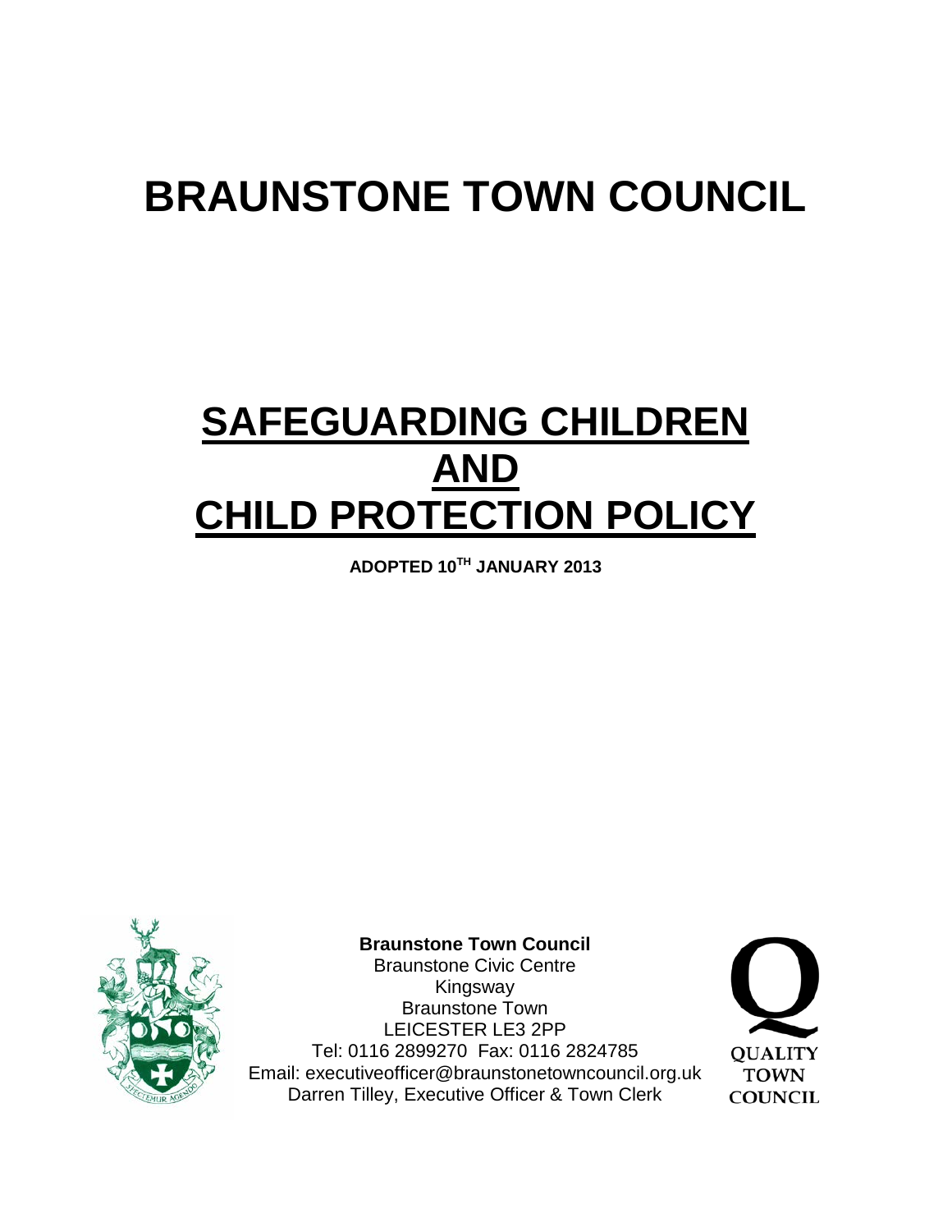# BRAUNSTONE TOWN COUNCIL

# SAFEGUARDING CHILDREN AND CHILD PROTECTION POLICY

**ADOPTED 10TH JANUARY 2013**

**Braunstone Town Council**
Braunstone Civic Centre
Kingsway
Braunstone Town
LEICESTER LE3 2PP
Tel: 0116 2899270 Fax: 0116 2824785
Email: executiveofficer@braunstonetowncouncil.org.uk
Darren Tilley, Executive Officer & Town Clerk

QUALITY TOWN COUNCIL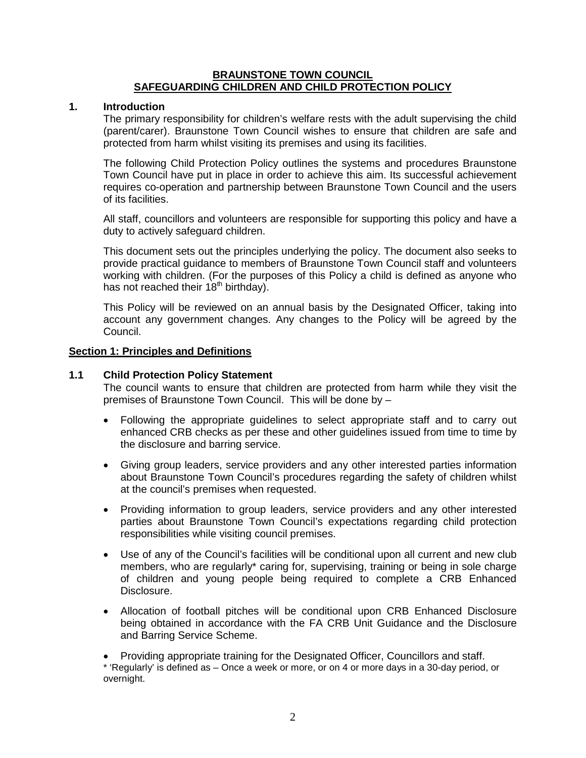# BRAUNSTONE TOWN COUNCIL
# SAFEGUARDING CHILDREN AND CHILD PROTECTION POLICY

## 1. Introduction

The primary responsibility for children's welfare rests with the adult supervising the child (parent/carer). Braunstone Town Council wishes to ensure that children are safe and protected from harm whilst visiting its premises and using its facilities.

The following Child Protection Policy outlines the systems and procedures Braunstone Town Council have put in place in order to achieve this aim. Its successful achievement requires co-operation and partnership between Braunstone Town Council and the users of its facilities.

All staff, councillors and volunteers are responsible for supporting this policy and have a duty to actively safeguard children.

This document sets out the principles underlying the policy. The document also seeks to provide practical guidance to members of Braunstone Town Council staff and volunteers working with children. (For the purposes of this Policy a child is defined as anyone who has not reached their 18th birthday).

This Policy will be reviewed on an annual basis by the Designated Officer, taking into account any government changes. Any changes to the Policy will be agreed by the Council.

## Section 1: Principles and Definitions

### 1.1 Child Protection Policy Statement

The council wants to ensure that children are protected from harm while they visit the premises of Braunstone Town Council. This will be done by –

- Following the appropriate guidelines to select appropriate staff and to carry out enhanced CRB checks as per these and other guidelines issued from time to time by the disclosure and barring service.
- Giving group leaders, service providers and any other interested parties information about Braunstone Town Council's procedures regarding the safety of children whilst at the council's premises when requested.
- Providing information to group leaders, service providers and any other interested parties about Braunstone Town Council's expectations regarding child protection responsibilities while visiting council premises.
- Use of any of the Council's facilities will be conditional upon all current and new club members, who are regularly* caring for, supervising, training or being in sole charge of children and young people being required to complete a CRB Enhanced Disclosure.
- Allocation of football pitches will be conditional upon CRB Enhanced Disclosure being obtained in accordance with the FA CRB Unit Guidance and the Disclosure and Barring Service Scheme.
- Providing appropriate training for the Designated Officer, Councillors and staff.

* 'Regularly' is defined as – Once a week or more, or on 4 or more days in a 30-day period, or overnight.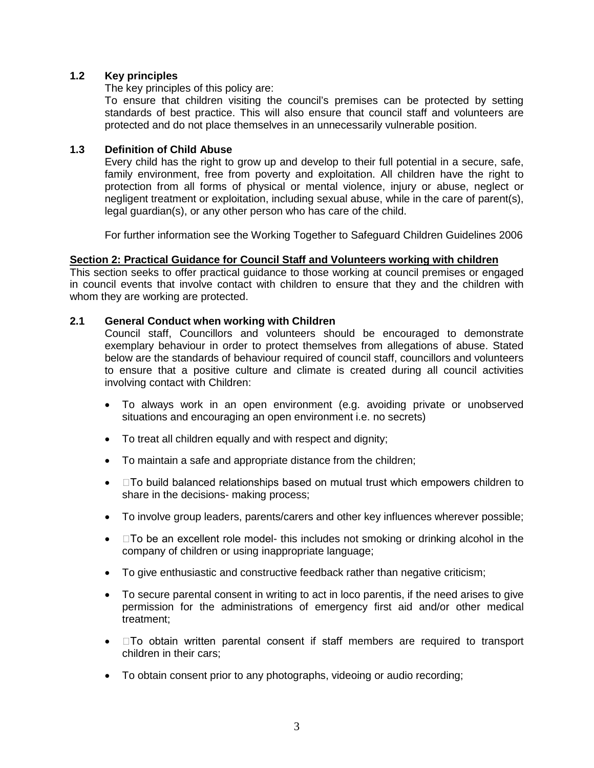## 1.2 Key principles

The key principles of this policy are:

To ensure that children visiting the council's premises can be protected by setting standards of best practice. This will also ensure that council staff and volunteers are protected and do not place themselves in an unnecessarily vulnerable position.

## 1.3 Definition of Child Abuse

Every child has the right to grow up and develop to their full potential in a secure, safe, family environment, free from poverty and exploitation. All children have the right to protection from all forms of physical or mental violence, injury or abuse, neglect or negligent treatment or exploitation, including sexual abuse, while in the care of parent(s), legal guardian(s), or any other person who has care of the child.

For further information see the Working Together to Safeguard Children Guidelines 2006

## Section 2: Practical Guidance for Council Staff and Volunteers working with children

This section seeks to offer practical guidance to those working at council premises or engaged in council events that involve contact with children to ensure that they and the children with whom they are working are protected.

## 2.1 General Conduct when working with Children

Council staff, Councillors and volunteers should be encouraged to demonstrate exemplary behaviour in order to protect themselves from allegations of abuse. Stated below are the standards of behaviour required of council staff, councillors and volunteers to ensure that a positive culture and climate is created during all council activities involving contact with Children:

- To always work in an open environment (e.g. avoiding private or unobserved situations and encouraging an open environment i.e. no secrets)
- To treat all children equally and with respect and dignity;
- To maintain a safe and appropriate distance from the children;
- To build balanced relationships based on mutual trust which empowers children to share in the decisions- making process;
- To involve group leaders, parents/carers and other key influences wherever possible;
- To be an excellent role model- this includes not smoking or drinking alcohol in the company of children or using inappropriate language;
- To give enthusiastic and constructive feedback rather than negative criticism;
- To secure parental consent in writing to act in loco parentis, if the need arises to give permission for the administrations of emergency first aid and/or other medical treatment;
- To obtain written parental consent if staff members are required to transport children in their cars;
- To obtain consent prior to any photographs, videoing or audio recording;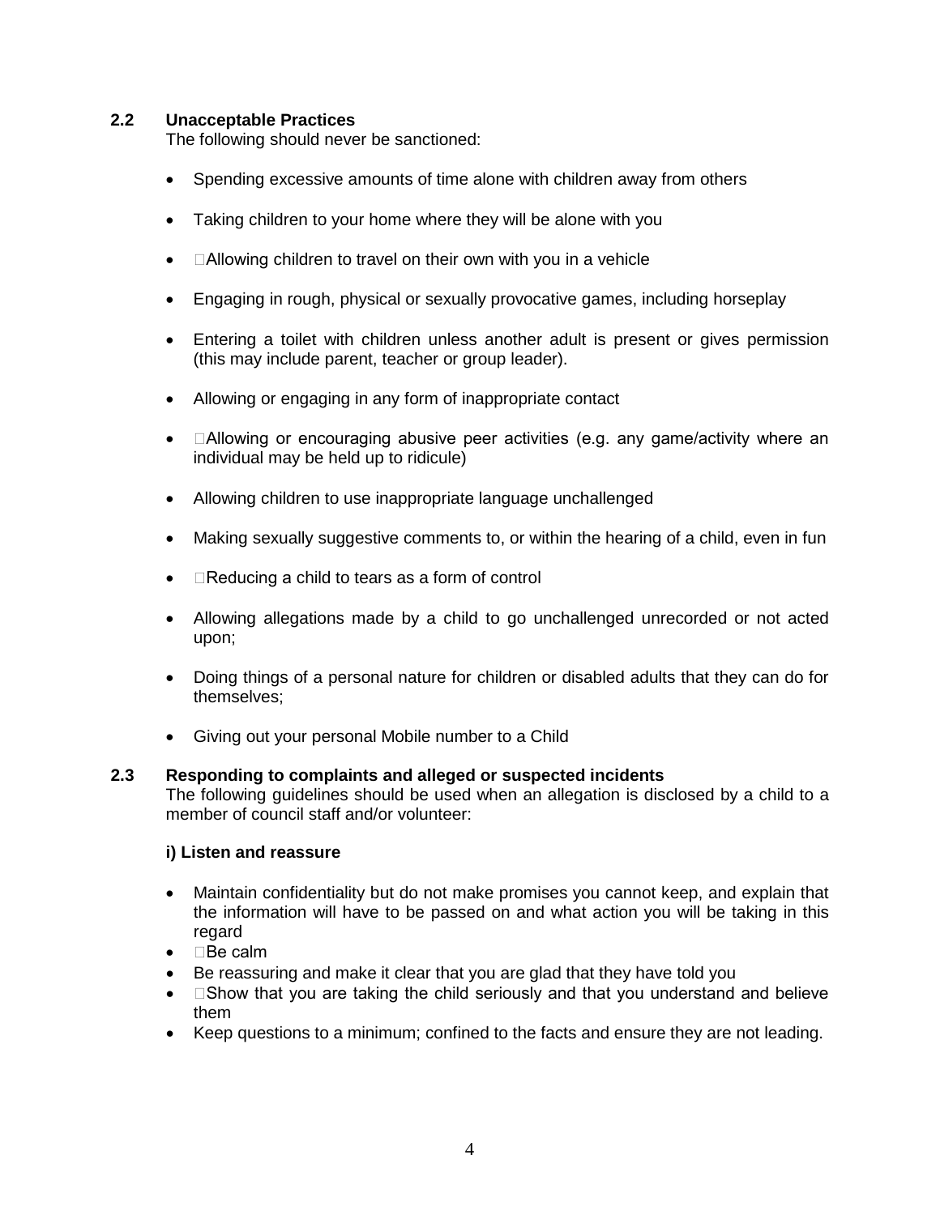### 2.2 Unacceptable Practices

The following should never be sanctioned:

- Spending excessive amounts of time alone with children away from others
- Taking children to your home where they will be alone with you
- Allowing children to travel on their own with you in a vehicle
- Engaging in rough, physical or sexually provocative games, including horseplay
- Entering a toilet with children unless another adult is present or gives permission (this may include parent, teacher or group leader).
- Allowing or engaging in any form of inappropriate contact
- Allowing or encouraging abusive peer activities (e.g. any game/activity where an individual may be held up to ridicule)
- Allowing children to use inappropriate language unchallenged
- Making sexually suggestive comments to, or within the hearing of a child, even in fun
- Reducing a child to tears as a form of control
- Allowing allegations made by a child to go unchallenged unrecorded or not acted upon;
- Doing things of a personal nature for children or disabled adults that they can do for themselves;
- Giving out your personal Mobile number to a Child

### 2.3 Responding to complaints and alleged or suspected incidents

The following guidelines should be used when an allegation is disclosed by a child to a member of council staff and/or volunteer:

**i) Listen and reassure**

- Maintain confidentiality but do not make promises you cannot keep, and explain that the information will have to be passed on and what action you will be taking in this regard
- Be calm
- Be reassuring and make it clear that you are glad that they have told you
- Show that you are taking the child seriously and that you understand and believe them
- Keep questions to a minimum; confined to the facts and ensure they are not leading.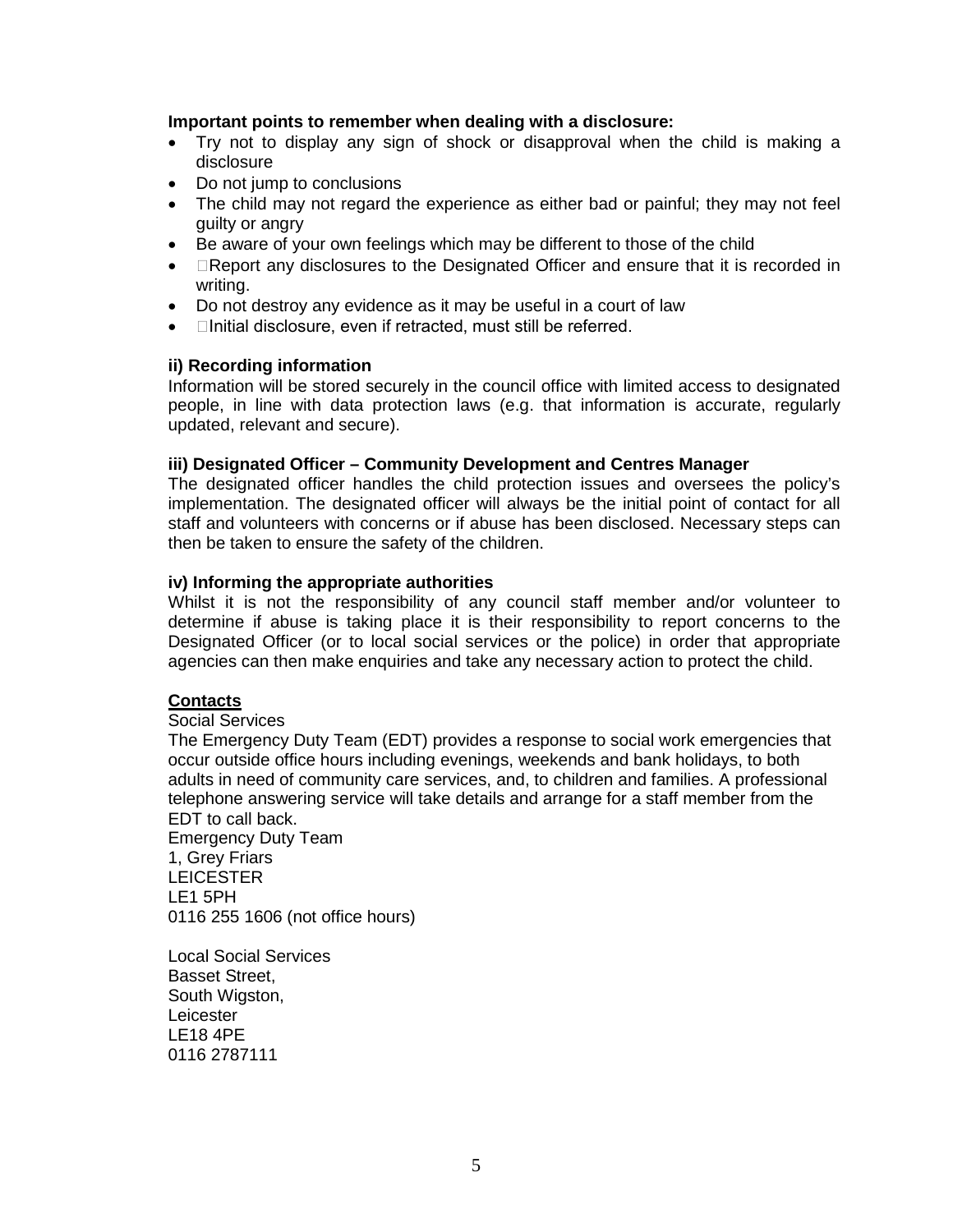**Important points to remember when dealing with a disclosure:**

- Try not to display any sign of shock or disapproval when the child is making a disclosure
- Do not jump to conclusions
- The child may not regard the experience as either bad or painful; they may not feel guilty or angry
- Be aware of your own feelings which may be different to those of the child
- Report any disclosures to the Designated Officer and ensure that it is recorded in writing.
- Do not destroy any evidence as it may be useful in a court of law
- Initial disclosure, even if retracted, must still be referred.

**ii) Recording information**

Information will be stored securely in the council office with limited access to designated people, in line with data protection laws (e.g. that information is accurate, regularly updated, relevant and secure).

**iii) Designated Officer – Community Development and Centres Manager**

The designated officer handles the child protection issues and oversees the policy's implementation. The designated officer will always be the initial point of contact for all staff and volunteers with concerns or if abuse has been disclosed. Necessary steps can then be taken to ensure the safety of the children.

**iv) Informing the appropriate authorities**

Whilst it is not the responsibility of any council staff member and/or volunteer to determine if abuse is taking place it is their responsibility to report concerns to the Designated Officer (or to local social services or the police) in order that appropriate agencies can then make enquiries and take any necessary action to protect the child.

**<u>Contacts</u>**

Social Services

The Emergency Duty Team (EDT) provides a response to social work emergencies that occur outside office hours including evenings, weekends and bank holidays, to both adults in need of community care services, and, to children and families. A professional telephone answering service will take details and arrange for a staff member from the EDT to call back.

Emergency Duty Team
1, Grey Friars
LEICESTER
LE1 5PH
0116 255 1606 (not office hours)

Local Social Services
Basset Street,
South Wigston,
Leicester
LE18 4PE
0116 2787111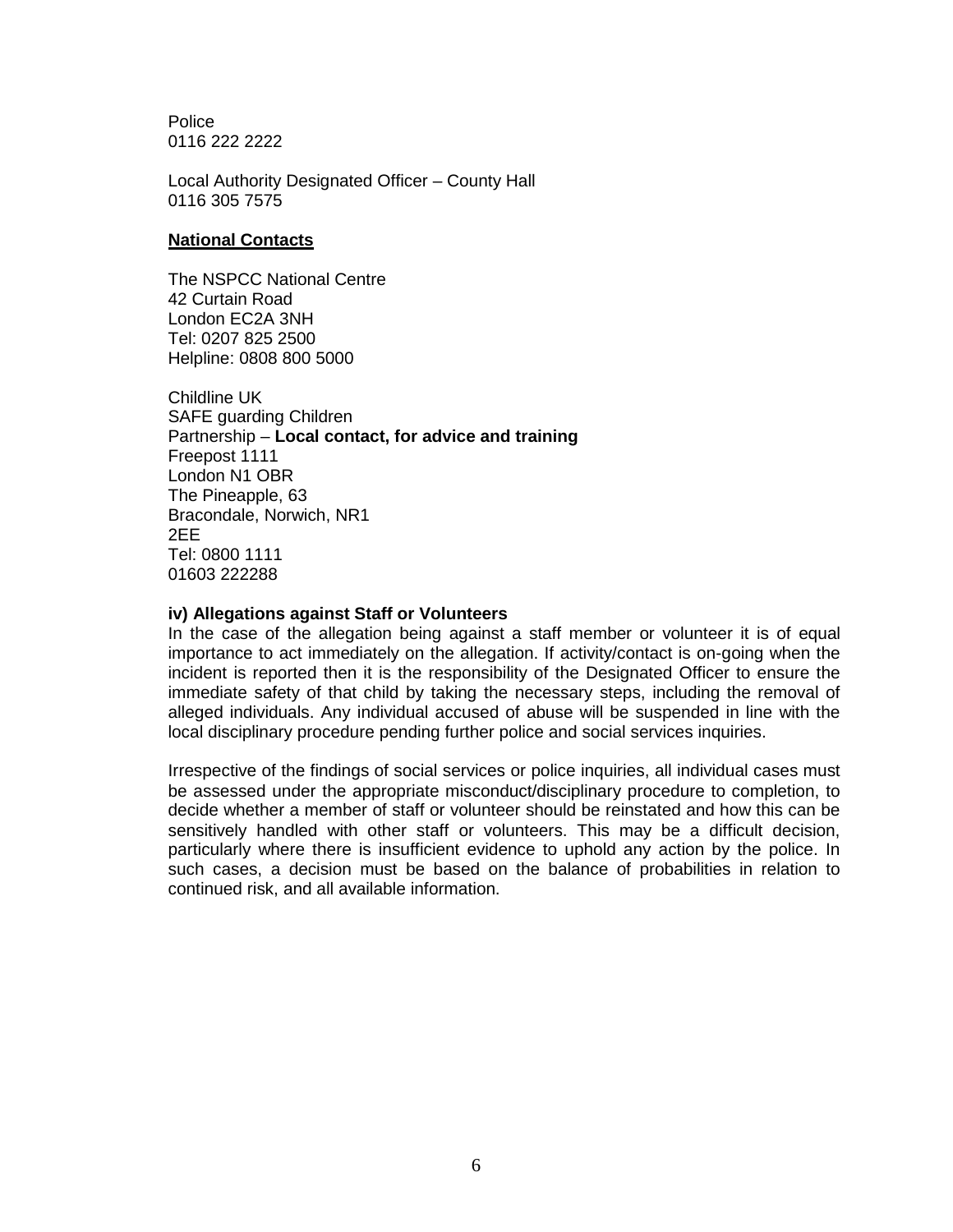Police
0116 222 2222

Local Authority Designated Officer – County Hall
0116 305 7575

**National Contacts**

The NSPCC National Centre
42 Curtain Road
London EC2A 3NH
Tel: 0207 825 2500
Helpline: 0808 800 5000

Childline UK
SAFE guarding Children
Partnership – **Local contact, for advice and training**
Freepost 1111
London N1 OBR
The Pineapple, 63
Bracondale, Norwich, NR1
2EE
Tel: 0800 1111
01603 222288

**iv) Allegations against Staff or Volunteers**

In the case of the allegation being against a staff member or volunteer it is of equal importance to act immediately on the allegation. If activity/contact is on-going when the incident is reported then it is the responsibility of the Designated Officer to ensure the immediate safety of that child by taking the necessary steps, including the removal of alleged individuals. Any individual accused of abuse will be suspended in line with the local disciplinary procedure pending further police and social services inquiries.

Irrespective of the findings of social services or police inquiries, all individual cases must be assessed under the appropriate misconduct/disciplinary procedure to completion, to decide whether a member of staff or volunteer should be reinstated and how this can be sensitively handled with other staff or volunteers. This may be a difficult decision, particularly where there is insufficient evidence to uphold any action by the police. In such cases, a decision must be based on the balance of probabilities in relation to continued risk, and all available information.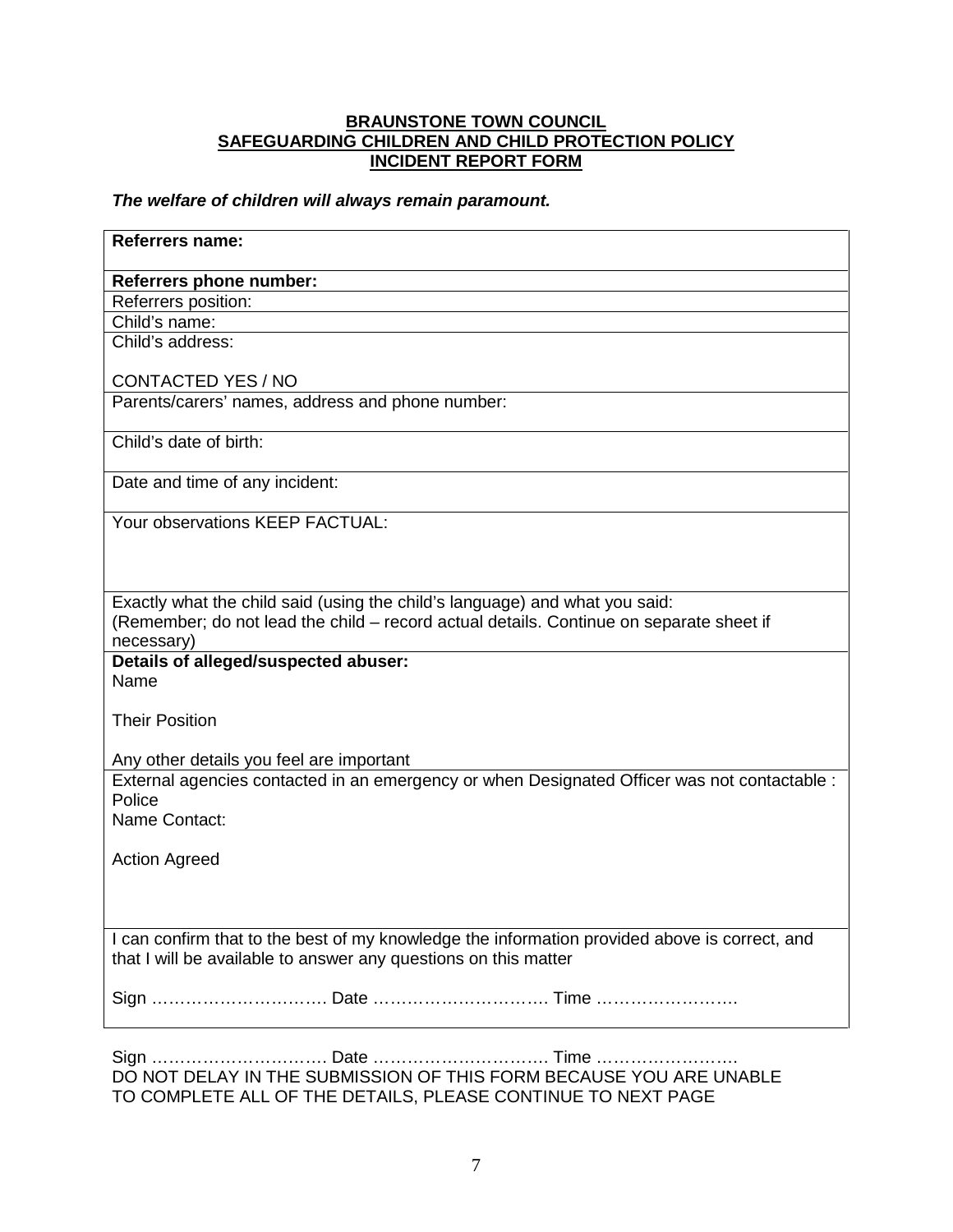**BRAUNSTONE TOWN COUNCIL**
**SAFEGUARDING CHILDREN AND CHILD PROTECTION POLICY**
**INCIDENT REPORT FORM**

***The welfare of children will always remain paramount.***

| **Referrers name:** |
|---|
| **Referrers phone number:** |
| Referrers position: |
| Child's name: |
| Child's address:<br><br>CONTACTED YES / NO |
| Parents/carers' names, address and phone number: |
| Child's date of birth: |
| Date and time of any incident: |
| Your observations KEEP FACTUAL: |
| Exactly what the child said (using the child's language) and what you said:<br>(Remember; do not lead the child – record actual details. Continue on separate sheet if necessary) |
| **Details of alleged/suspected abuser:**<br>Name<br><br>Their Position<br><br>Any other details you feel are important |
| External agencies contacted in an emergency or when Designated Officer was not contactable : Police<br>Name Contact:<br><br>Action Agreed |
| I can confirm that to the best of my knowledge the information provided above is correct, and that I will be available to answer any questions on this matter<br><br>Sign …………………………. Date …………………………. Time ……………………. |

Sign …………………………. Date …………………………. Time …………………….
DO NOT DELAY IN THE SUBMISSION OF THIS FORM BECAUSE YOU ARE UNABLE TO COMPLETE ALL OF THE DETAILS, PLEASE CONTINUE TO NEXT PAGE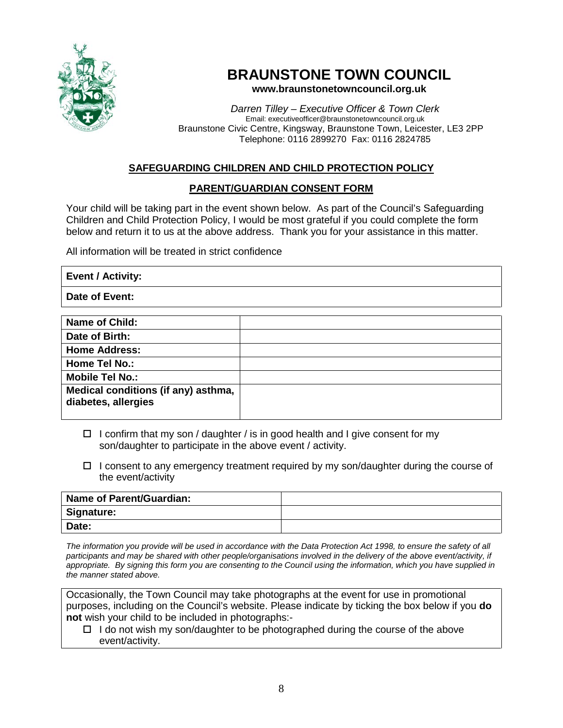# BRAUNSTONE TOWN COUNCIL

**www.braunstonetowncouncil.org.uk**

*Darren Tilley – Executive Officer & Town Clerk*
Email: executiveofficer@braunstonetowncouncil.org.uk
Braunstone Civic Centre, Kingsway, Braunstone Town, Leicester, LE3 2PP
Telephone: 0116 2899270 Fax: 0116 2824785

## SAFEGUARDING CHILDREN AND CHILD PROTECTION POLICY

## PARENT/GUARDIAN CONSENT FORM

Your child will be taking part in the event shown below. As part of the Council's Safeguarding Children and Child Protection Policy, I would be most grateful if you could complete the form below and return it to us at the above address. Thank you for your assistance in this matter.

All information will be treated in strict confidence

| | |
|---|---|
| **Event / Activity:** | |
| **Date of Event:** | |

| | |
|---|---|
| **Name of Child:** | |
| **Date of Birth:** | |
| **Home Address:** | |
| **Home Tel No.:** | |
| **Mobile Tel No.:** | |
| **Medical conditions (if any) asthma, diabetes, allergies** | |

- ☐ I confirm that my son / daughter / is in good health and I give consent for my son/daughter to participate in the above event / activity.
- ☐ I consent to any emergency treatment required by my son/daughter during the course of the event/activity

| | |
|---|---|
| **Name of Parent/Guardian:** | |
| **Signature:** | |
| **Date:** | |

*The information you provide will be used in accordance with the Data Protection Act 1998, to ensure the safety of all participants and may be shared with other people/organisations involved in the delivery of the above event/activity, if appropriate. By signing this form you are consenting to the Council using the information, which you have supplied in the manner stated above.*

Occasionally, the Town Council may take photographs at the event for use in promotional purposes, including on the Council's website. Please indicate by ticking the box below if you **do not** wish your child to be included in photographs:-

- ☐ I do not wish my son/daughter to be photographed during the course of the above event/activity.